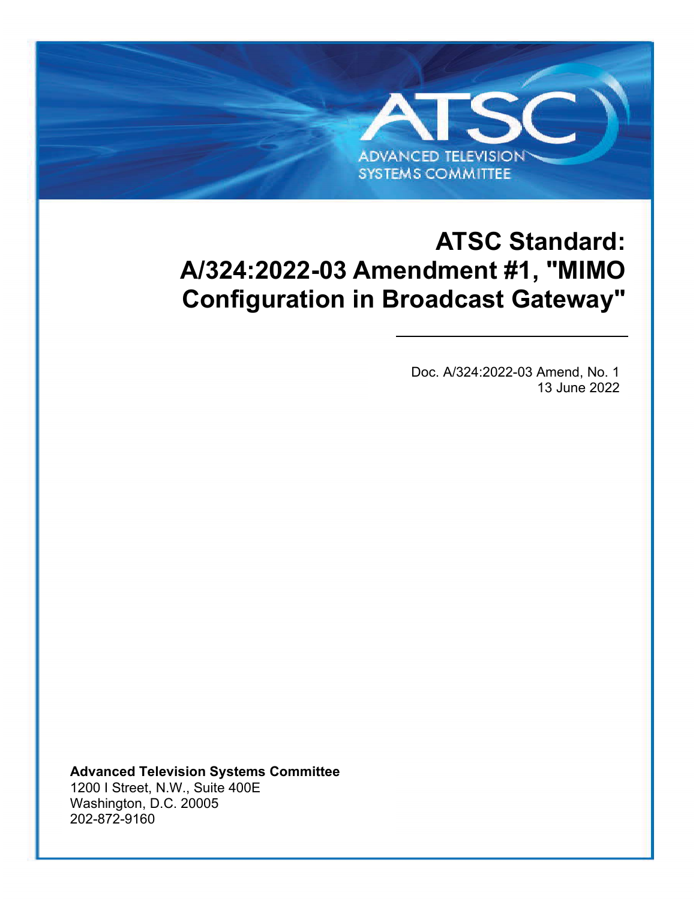# ATSC Standard: A/324:2022-03 Amendment #1, "MIMO Configuration in Broadcast Gateway"

Doc. A/324:2022-03 Amend, No. 1
13 June 2022

**Advanced Television Systems Committee**
1200 I Street, N.W., Suite 400E
Washington, D.C. 20005
202-872-9160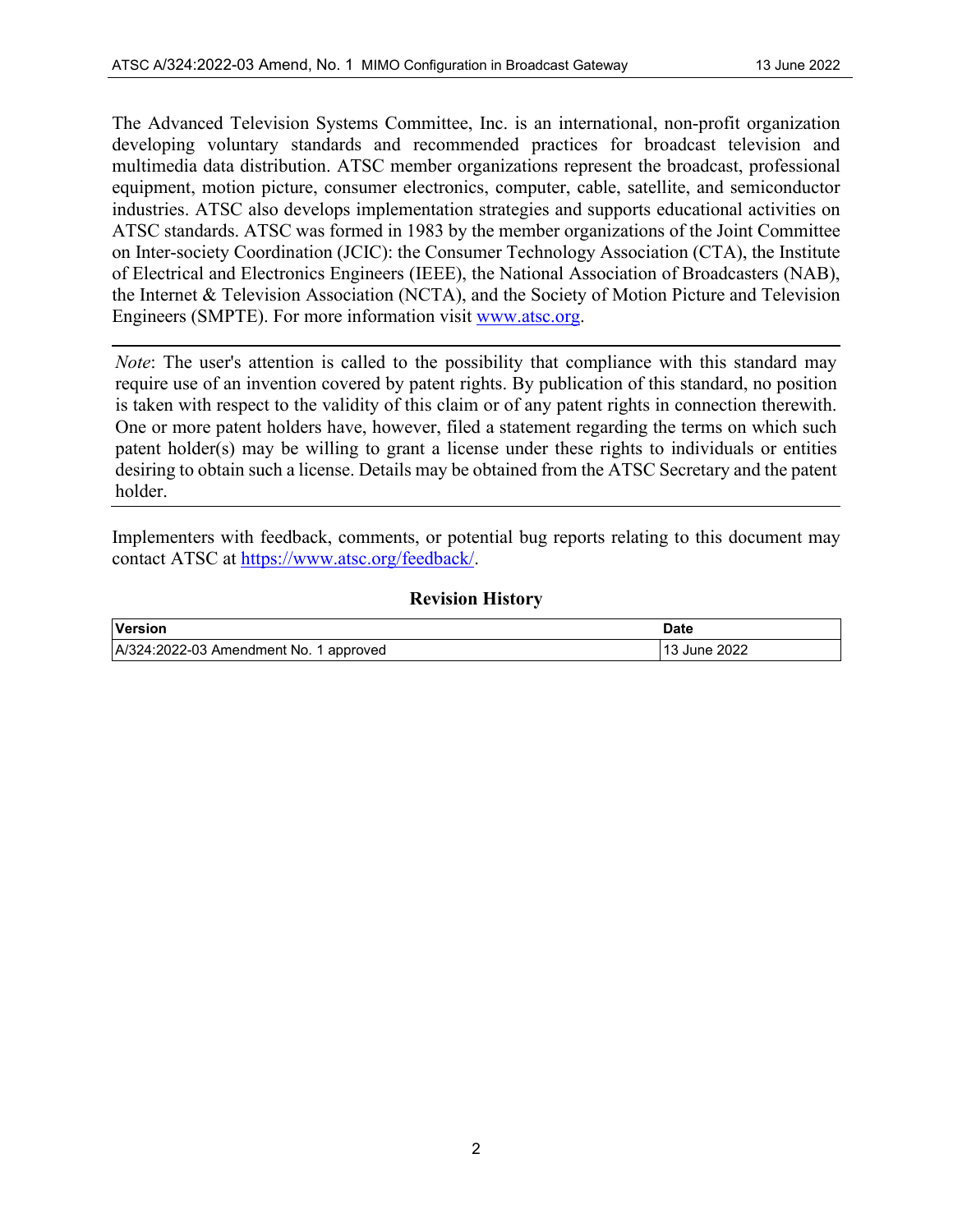The Advanced Television Systems Committee, Inc. is an international, non-profit organization developing voluntary standards and recommended practices for broadcast television and multimedia data distribution. ATSC member organizations represent the broadcast, professional equipment, motion picture, consumer electronics, computer, cable, satellite, and semiconductor industries. ATSC also develops implementation strategies and supports educational activities on ATSC standards. ATSC was formed in 1983 by the member organizations of the Joint Committee on Inter-society Coordination (JCIC): the Consumer Technology Association (CTA), the Institute of Electrical and Electronics Engineers (IEEE), the National Association of Broadcasters (NAB), the Internet & Television Association (NCTA), and the Society of Motion Picture and Television Engineers (SMPTE). For more information visit www.atsc.org.

---

*Note*: The user's attention is called to the possibility that compliance with this standard may require use of an invention covered by patent rights. By publication of this standard, no position is taken with respect to the validity of this claim or of any patent rights in connection therewith. One or more patent holders have, however, filed a statement regarding the terms on which such patent holder(s) may be willing to grant a license under these rights to individuals or entities desiring to obtain such a license. Details may be obtained from the ATSC Secretary and the patent holder.

---

Implementers with feedback, comments, or potential bug reports relating to this document may contact ATSC at https://www.atsc.org/feedback/.

**Revision History**

| Version | Date |
| --- | --- |
| A/324:2022-03 Amendment No. 1 approved | 13 June 2022 |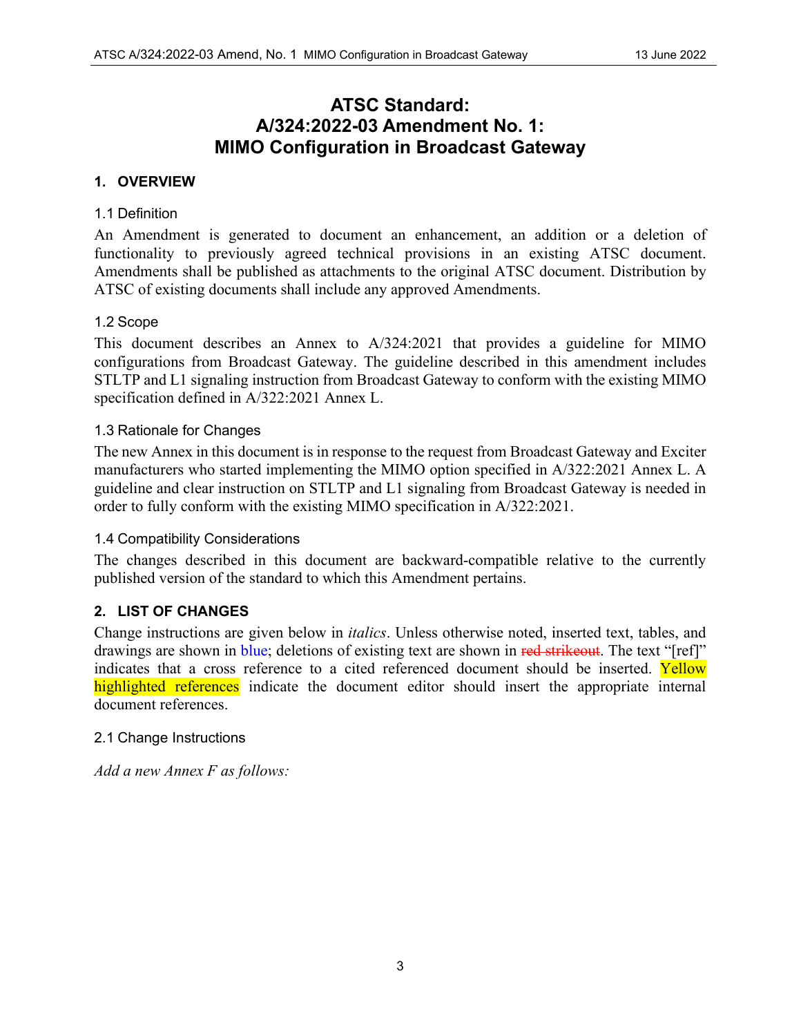# ATSC Standard: A/324:2022-03 Amendment No. 1: MIMO Configuration in Broadcast Gateway

## 1. OVERVIEW

### 1.1 Definition

An Amendment is generated to document an enhancement, an addition or a deletion of functionality to previously agreed technical provisions in an existing ATSC document. Amendments shall be published as attachments to the original ATSC document. Distribution by ATSC of existing documents shall include any approved Amendments.

### 1.2 Scope

This document describes an Annex to A/324:2021 that provides a guideline for MIMO configurations from Broadcast Gateway. The guideline described in this amendment includes STLTP and L1 signaling instruction from Broadcast Gateway to conform with the existing MIMO specification defined in A/322:2021 Annex L.

### 1.3 Rationale for Changes

The new Annex in this document is in response to the request from Broadcast Gateway and Exciter manufacturers who started implementing the MIMO option specified in A/322:2021 Annex L. A guideline and clear instruction on STLTP and L1 signaling from Broadcast Gateway is needed in order to fully conform with the existing MIMO specification in A/322:2021.

### 1.4 Compatibility Considerations

The changes described in this document are backward-compatible relative to the currently published version of the standard to which this Amendment pertains.

## 2. LIST OF CHANGES

Change instructions are given below in *italics*. Unless otherwise noted, inserted text, tables, and drawings are shown in blue; deletions of existing text are shown in ~~red strikeout~~. The text "[ref]" indicates that a cross reference to a cited referenced document should be inserted. Yellow highlighted references indicate the document editor should insert the appropriate internal document references.

### 2.1 Change Instructions

*Add a new Annex F as follows:*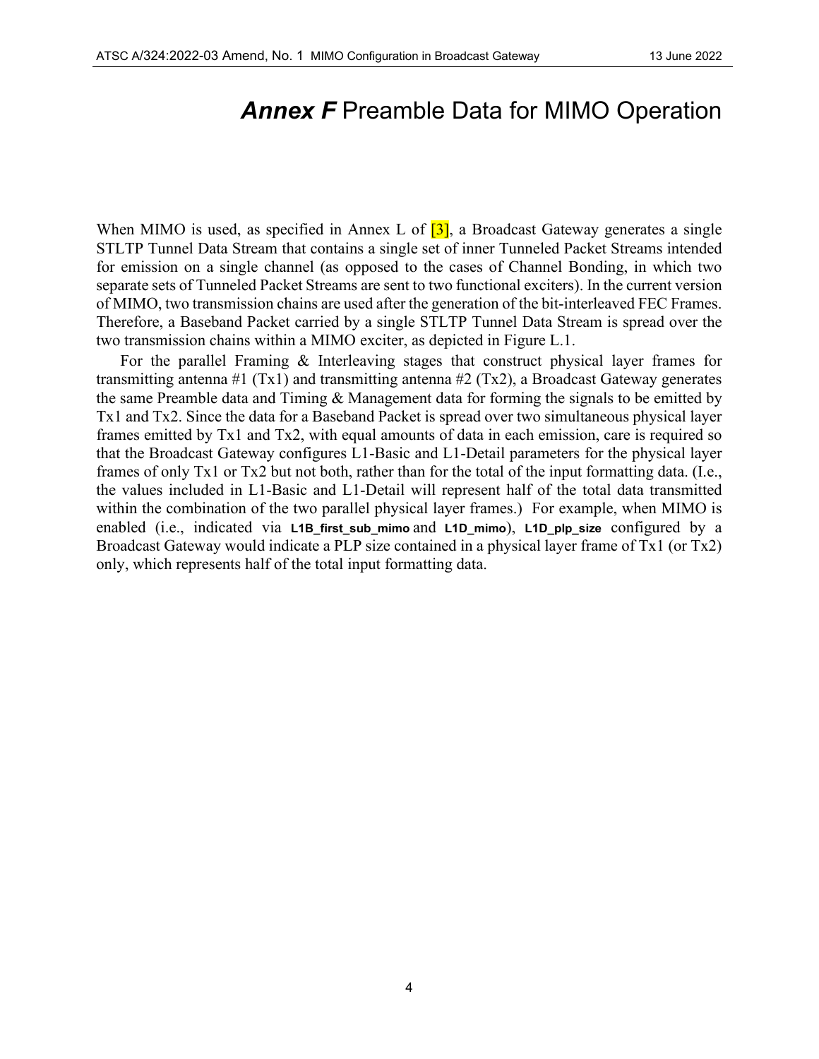# *Annex F* Preamble Data for MIMO Operation

When MIMO is used, as specified in Annex L of [3], a Broadcast Gateway generates a single STLTP Tunnel Data Stream that contains a single set of inner Tunneled Packet Streams intended for emission on a single channel (as opposed to the cases of Channel Bonding, in which two separate sets of Tunneled Packet Streams are sent to two functional exciters). In the current version of MIMO, two transmission chains are used after the generation of the bit-interleaved FEC Frames. Therefore, a Baseband Packet carried by a single STLTP Tunnel Data Stream is spread over the two transmission chains within a MIMO exciter, as depicted in Figure L.1.

For the parallel Framing & Interleaving stages that construct physical layer frames for transmitting antenna #1 (Tx1) and transmitting antenna #2 (Tx2), a Broadcast Gateway generates the same Preamble data and Timing & Management data for forming the signals to be emitted by Tx1 and Tx2. Since the data for a Baseband Packet is spread over two simultaneous physical layer frames emitted by Tx1 and Tx2, with equal amounts of data in each emission, care is required so that the Broadcast Gateway configures L1-Basic and L1-Detail parameters for the physical layer frames of only Tx1 or Tx2 but not both, rather than for the total of the input formatting data. (I.e., the values included in L1-Basic and L1-Detail will represent half of the total data transmitted within the combination of the two parallel physical layer frames.) For example, when MIMO is enabled (i.e., indicated via **L1B_first_sub_mimo** and **L1D_mimo**), **L1D_plp_size** configured by a Broadcast Gateway would indicate a PLP size contained in a physical layer frame of Tx1 (or Tx2) only, which represents half of the total input formatting data.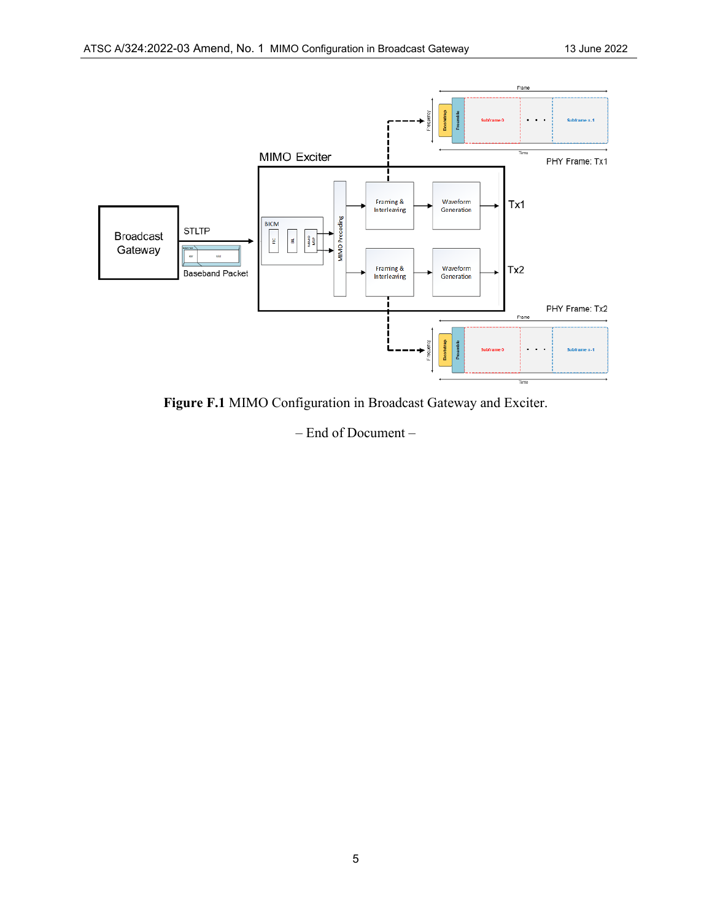MIMO Exciter

Broadcast Gateway

STLTP

Baseband Packet

BICM

MIMO Precoding

Framing & Interleaving

Waveform Generation

Tx1

Tx2

PHY Frame: Tx1

PHY Frame: Tx2

Frame

Time

Frequency

Bootstrap

Preamble

Subframe 0

Subframe n-1

**Figure F.1** MIMO Configuration in Broadcast Gateway and Exciter.

– End of Document –